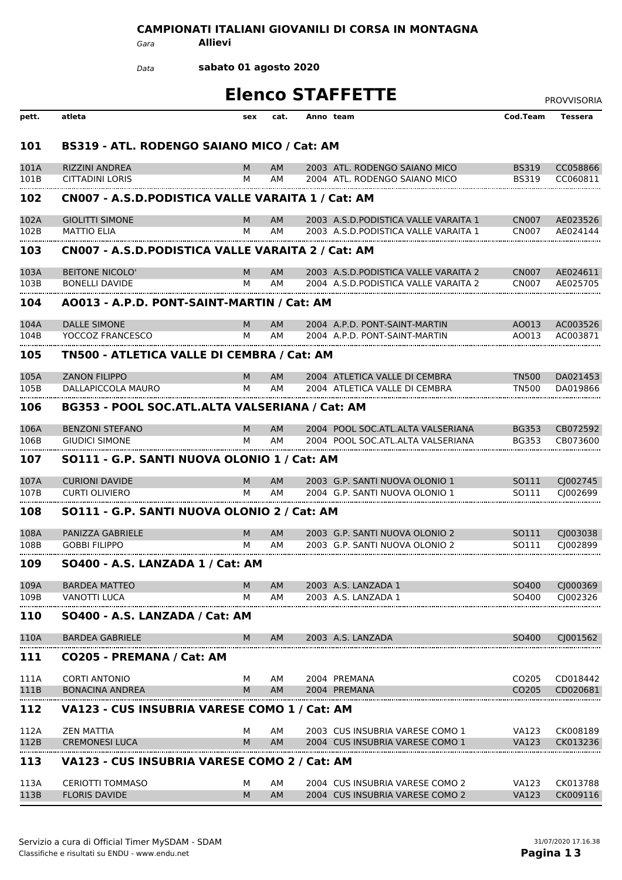**CAMPIONATI ITALIANI GIOVANILI DI CORSA IN MONTAGNA**

*Gara* **Allievi**

*Data* **sabato 01 agosto 2020**

# Elenco STAFFETTE

PROVVISORIA

| pett. | atleta | sex | cat. | Anno | team | Cod.Team | Tessera |
|---|---|---|---|---|---|---|---|
| **101** | **BS319 - ATL. RODENGO SAIANO MICO / Cat: AM** | | | | | | |
| 101A | RIZZINI ANDREA | M | AM | 2003 | ATL. RODENGO SAIANO MICO | BS319 | CC058866 |
| 101B | CITTADINI LORIS | M | AM | 2004 | ATL. RODENGO SAIANO MICO | BS319 | CC060811 |
| **102** | **CN007 - A.S.D.PODISTICA VALLE VARAITA 1 / Cat: AM** | | | | | | |
| 102A | GIOLITTI SIMONE | M | AM | 2003 | A.S.D.PODISTICA VALLE VARAITA 1 | CN007 | AE023526 |
| 102B | MATTIO ELIA | M | AM | 2003 | A.S.D.PODISTICA VALLE VARAITA 1 | CN007 | AE024144 |
| **103** | **CN007 - A.S.D.PODISTICA VALLE VARAITA 2 / Cat: AM** | | | | | | |
| 103A | BEITONE NICOLO' | M | AM | 2003 | A.S.D.PODISTICA VALLE VARAITA 2 | CN007 | AE024611 |
| 103B | BONELLI DAVIDE | M | AM | 2004 | A.S.D.PODISTICA VALLE VARAITA 2 | CN007 | AE025705 |
| **104** | **AO013 - A.P.D. PONT-SAINT-MARTIN / Cat: AM** | | | | | | |
| 104A | DALLE SIMONE | M | AM | 2004 | A.P.D. PONT-SAINT-MARTIN | AO013 | AC003526 |
| 104B | YOCCOZ FRANCESCO | M | AM | 2004 | A.P.D. PONT-SAINT-MARTIN | AO013 | AC003871 |
| **105** | **TN500 - ATLETICA VALLE DI CEMBRA / Cat: AM** | | | | | | |
| 105A | ZANON FILIPPO | M | AM | 2004 | ATLETICA VALLE DI CEMBRA | TN500 | DA021453 |
| 105B | DALLAPICCOLA MAURO | M | AM | 2004 | ATLETICA VALLE DI CEMBRA | TN500 | DA019866 |
| **106** | **BG353 - POOL SOC.ATL.ALTA VALSERIANA / Cat: AM** | | | | | | |
| 106A | BENZONI STEFANO | M | AM | 2004 | POOL SOC.ATL.ALTA VALSERIANA | BG353 | CB072592 |
| 106B | GIUDICI SIMONE | M | AM | 2004 | POOL SOC.ATL.ALTA VALSERIANA | BG353 | CB073600 |
| **107** | **SO111 - G.P. SANTI NUOVA OLONIO 1 / Cat: AM** | | | | | | |
| 107A | CURIONI DAVIDE | M | AM | 2003 | G.P. SANTI NUOVA OLONIO 1 | SO111 | CJ002745 |
| 107B | CURTI OLIVIERO | M | AM | 2004 | G.P. SANTI NUOVA OLONIO 1 | SO111 | CJ002699 |
| **108** | **SO111 - G.P. SANTI NUOVA OLONIO 2 / Cat: AM** | | | | | | |
| 108A | PANIZZA GABRIELE | M | AM | 2003 | G.P. SANTI NUOVA OLONIO 2 | SO111 | CJ003038 |
| 108B | GOBBI FILIPPO | M | AM | 2003 | G.P. SANTI NUOVA OLONIO 2 | SO111 | CJ002899 |
| **109** | **SO400 - A.S. LANZADA 1 / Cat: AM** | | | | | | |
| 109A | BARDEA MATTEO | M | AM | 2003 | A.S. LANZADA 1 | SO400 | CJ000369 |
| 109B | VANOTTI LUCA | M | AM | 2003 | A.S. LANZADA 1 | SO400 | CJ002326 |
| **110** | **SO400 - A.S. LANZADA / Cat: AM** | | | | | | |
| 110A | BARDEA GABRIELE | M | AM | 2003 | A.S. LANZADA | SO400 | CJ001562 |
| **111** | **CO205 - PREMANA / Cat: AM** | | | | | | |
| 111A | CORTI ANTONIO | M | AM | 2004 | PREMANA | CO205 | CD018442 |
| 111B | BONACINA ANDREA | M | AM | 2004 | PREMANA | CO205 | CD020681 |
| **112** | **VA123 - CUS INSUBRIA VARESE COMO 1 / Cat: AM** | | | | | | |
| 112A | ZEN MATTIA | M | AM | 2003 | CUS INSUBRIA VARESE COMO 1 | VA123 | CK008189 |
| 112B | CREMONESI LUCA | M | AM | 2004 | CUS INSUBRIA VARESE COMO 1 | VA123 | CK013236 |
| **113** | **VA123 - CUS INSUBRIA VARESE COMO 2 / Cat: AM** | | | | | | |
| 113A | CERIOTTI TOMMASO | M | AM | 2004 | CUS INSUBRIA VARESE COMO 2 | VA123 | CK013788 |
| 113B | FLORIS DAVIDE | M | AM | 2004 | CUS INSUBRIA VARESE COMO 2 | VA123 | CK009116 |

Servizio a cura di Official Timer MySDAM - SDAM
Classifiche e risultati su ENDU - www.endu.net

31/07/2020 17.16.38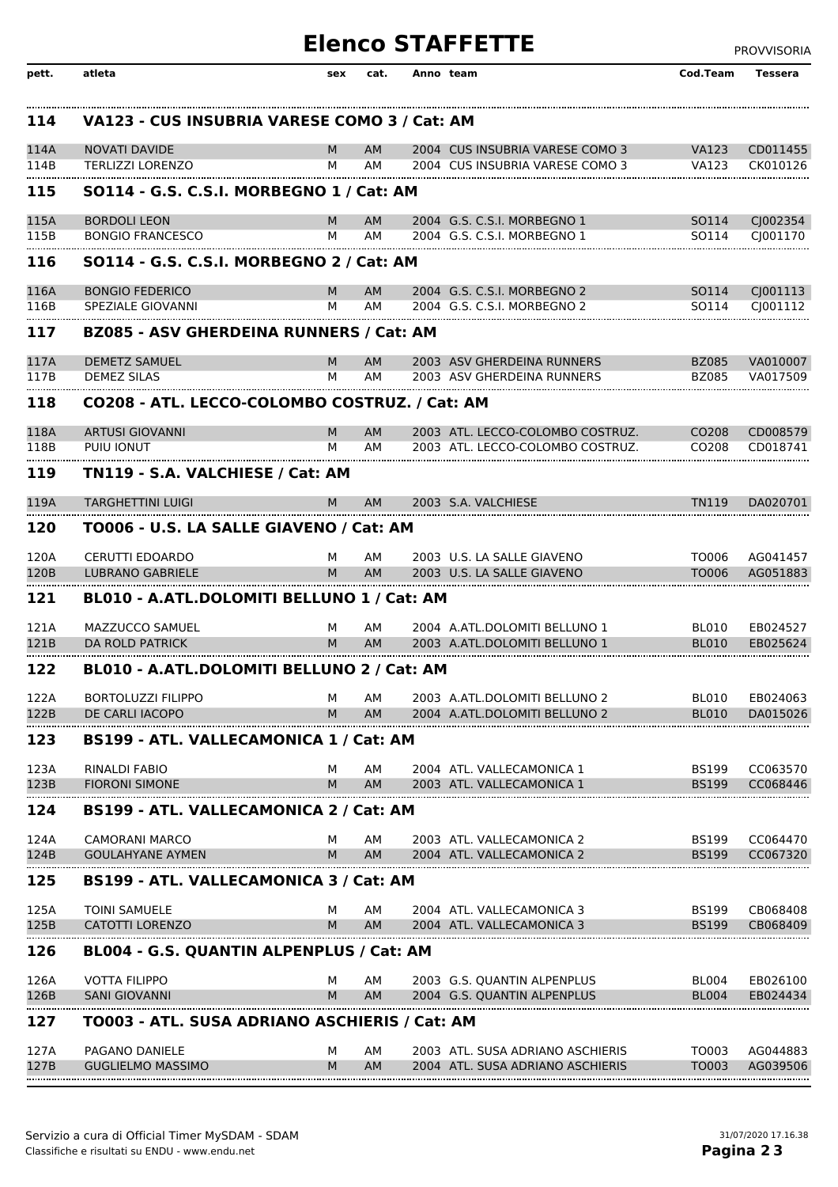# Elenco STAFFETTE

PROVVISORIA

| pett. | atleta | sex | cat. | Anno | team | Cod.Team | Tessera |
|---|---|---|---|---|---|---|---|
| **114** | **VA123 - CUS INSUBRIA VARESE COMO 3 / Cat: AM** | | | | | | |
| 114A | NOVATI DAVIDE | M | AM | 2004 | CUS INSUBRIA VARESE COMO 3 | VA123 | CD011455 |
| 114B | TERLIZZI LORENZO | M | AM | 2004 | CUS INSUBRIA VARESE COMO 3 | VA123 | CK010126 |
| **115** | **SO114 - G.S. C.S.I. MORBEGNO 1 / Cat: AM** | | | | | | |
| 115A | BORDOLI LEON | M | AM | 2004 | G.S. C.S.I. MORBEGNO 1 | SO114 | CJ002354 |
| 115B | BONGIO FRANCESCO | M | AM | 2004 | G.S. C.S.I. MORBEGNO 1 | SO114 | CJ001170 |
| **116** | **SO114 - G.S. C.S.I. MORBEGNO 2 / Cat: AM** | | | | | | |
| 116A | BONGIO FEDERICO | M | AM | 2004 | G.S. C.S.I. MORBEGNO 2 | SO114 | CJ001113 |
| 116B | SPEZIALE GIOVANNI | M | AM | 2004 | G.S. C.S.I. MORBEGNO 2 | SO114 | CJ001112 |
| **117** | **BZ085 - ASV GHERDEINA RUNNERS / Cat: AM** | | | | | | |
| 117A | DEMETZ SAMUEL | M | AM | 2003 | ASV GHERDEINA RUNNERS | BZ085 | VA010007 |
| 117B | DEMEZ SILAS | M | AM | 2003 | ASV GHERDEINA RUNNERS | BZ085 | VA017509 |
| **118** | **CO208 - ATL. LECCO-COLOMBO COSTRUZ. / Cat: AM** | | | | | | |
| 118A | ARTUSI GIOVANNI | M | AM | 2003 | ATL. LECCO-COLOMBO COSTRUZ. | CO208 | CD008579 |
| 118B | PUIU IONUT | M | AM | 2003 | ATL. LECCO-COLOMBO COSTRUZ. | CO208 | CD018741 |
| **119** | **TN119 - S.A. VALCHIESE / Cat: AM** | | | | | | |
| 119A | TARGHETTINI LUIGI | M | AM | 2003 | S.A. VALCHIESE | TN119 | DA020701 |
| **120** | **TO006 - U.S. LA SALLE GIAVENO / Cat: AM** | | | | | | |
| 120A | CERUTTI EDOARDO | M | AM | 2003 | U.S. LA SALLE GIAVENO | TO006 | AG041457 |
| 120B | LUBRANO GABRIELE | M | AM | 2003 | U.S. LA SALLE GIAVENO | TO006 | AG051883 |
| **121** | **BL010 - A.ATL.DOLOMITI BELLUNO 1 / Cat: AM** | | | | | | |
| 121A | MAZZUCCO SAMUEL | M | AM | 2004 | A.ATL.DOLOMITI BELLUNO 1 | BL010 | EB024527 |
| 121B | DA ROLD PATRICK | M | AM | 2003 | A.ATL.DOLOMITI BELLUNO 1 | BL010 | EB025624 |
| **122** | **BL010 - A.ATL.DOLOMITI BELLUNO 2 / Cat: AM** | | | | | | |
| 122A | BORTOLUZZI FILIPPO | M | AM | 2003 | A.ATL.DOLOMITI BELLUNO 2 | BL010 | EB024063 |
| 122B | DE CARLI IACOPO | M | AM | 2004 | A.ATL.DOLOMITI BELLUNO 2 | BL010 | DA015026 |
| **123** | **BS199 - ATL. VALLECAMONICA 1 / Cat: AM** | | | | | | |
| 123A | RINALDI FABIO | M | AM | 2004 | ATL. VALLECAMONICA 1 | BS199 | CC063570 |
| 123B | FIORONI SIMONE | M | AM | 2003 | ATL. VALLECAMONICA 1 | BS199 | CC068446 |
| **124** | **BS199 - ATL. VALLECAMONICA 2 / Cat: AM** | | | | | | |
| 124A | CAMORANI MARCO | M | AM | 2003 | ATL. VALLECAMONICA 2 | BS199 | CC064470 |
| 124B | GOULAHYANE AYMEN | M | AM | 2004 | ATL. VALLECAMONICA 2 | BS199 | CC067320 |
| **125** | **BS199 - ATL. VALLECAMONICA 3 / Cat: AM** | | | | | | |
| 125A | TOINI SAMUELE | M | AM | 2004 | ATL. VALLECAMONICA 3 | BS199 | CB068408 |
| 125B | CATOTTI LORENZO | M | AM | 2004 | ATL. VALLECAMONICA 3 | BS199 | CB068409 |
| **126** | **BL004 - G.S. QUANTIN ALPENPLUS / Cat: AM** | | | | | | |
| 126A | VOTTA FILIPPO | M | AM | 2003 | G.S. QUANTIN ALPENPLUS | BL004 | EB026100 |
| 126B | SANI GIOVANNI | M | AM | 2004 | G.S. QUANTIN ALPENPLUS | BL004 | EB024434 |
| **127** | **TO003 - ATL. SUSA ADRIANO ASCHIERIS / Cat: AM** | | | | | | |
| 127A | PAGANO DANIELE | M | AM | 2003 | ATL. SUSA ADRIANO ASCHIERIS | TO003 | AG044883 |
| 127B | GUGLIELMO MASSIMO | M | AM | 2004 | ATL. SUSA ADRIANO ASCHIERIS | TO003 | AG039506 |

Servizio a cura di Official Timer MySDAM - SDAM
Classifiche e risultati su ENDU - www.endu.net

31/07/2020 17.16.38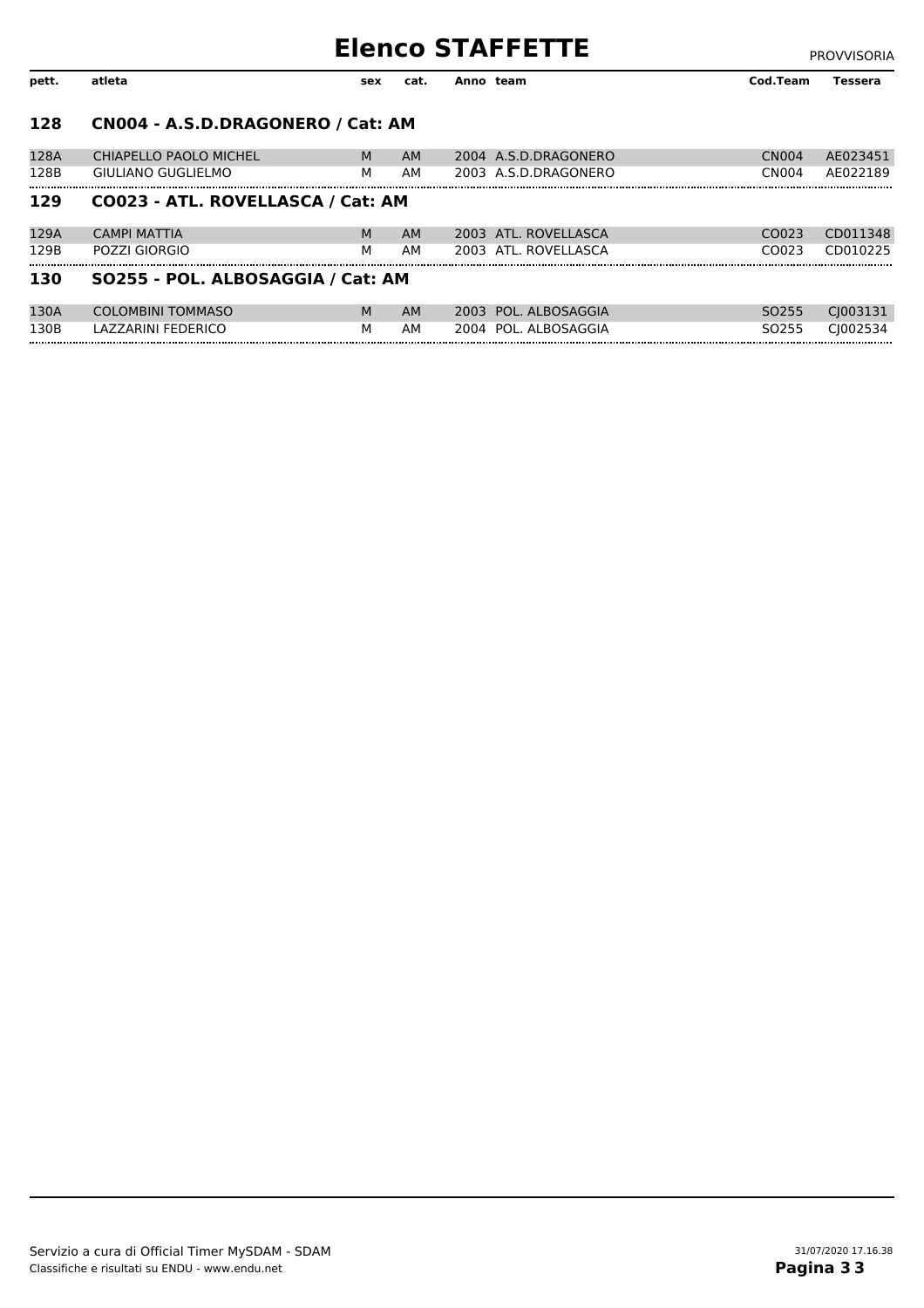# Elenco STAFFETTE

PROVVISORIA

| pett. | atleta | sex | cat. | Anno | team | Cod.Team | Tessera |
|---|---|---|---|---|---|---|---|
| **128** | **CN004 - A.S.D.DRAGONERO / Cat: AM** | | | | | | |
| 128A | CHIAPELLO PAOLO MICHEL | M | AM | 2004 | A.S.D.DRAGONERO | CN004 | AE023451 |
| 128B | GIULIANO GUGLIELMO | M | AM | 2003 | A.S.D.DRAGONERO | CN004 | AE022189 |
| **129** | **CO023 - ATL. ROVELLASCA / Cat: AM** | | | | | | |
| 129A | CAMPI MATTIA | M | AM | 2003 | ATL. ROVELLASCA | CO023 | CD011348 |
| 129B | POZZI GIORGIO | M | AM | 2003 | ATL. ROVELLASCA | CO023 | CD010225 |
| **130** | **SO255 - POL. ALBOSAGGIA / Cat: AM** | | | | | | |
| 130A | COLOMBINI TOMMASO | M | AM | 2003 | POL. ALBOSAGGIA | SO255 | CJ003131 |
| 130B | LAZZARINI FEDERICO | M | AM | 2004 | POL. ALBOSAGGIA | SO255 | CJ002534 |

Servizio a cura di Official Timer MySDAM - SDAM
Classifiche e risultati su ENDU - www.endu.net

31/07/2020 17.16.38